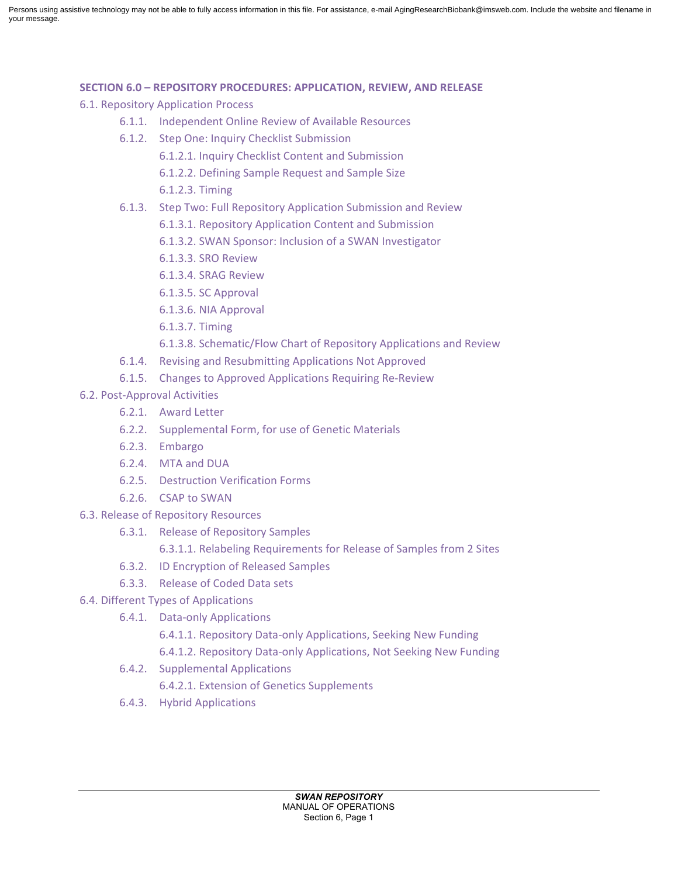Persons using assistive technology may not be able to fully access information in this file. For assistance, e-mail AgingResearchBiobank@imsweb.com. Include the website and filename in your message.

## SECTION 6.0 – REPOSITORY PROCEDURES: APPLICATION, REVIEW, AND RELEASE

- 6.1. Repository Application Process
  - 6.1.1. Independent Online Review of Available Resources
  - 6.1.2. Step One: Inquiry Checklist Submission
    - 6.1.2.1. Inquiry Checklist Content and Submission
    - 6.1.2.2. Defining Sample Request and Sample Size
    - 6.1.2.3. Timing
  - 6.1.3. Step Two: Full Repository Application Submission and Review
    - 6.1.3.1. Repository Application Content and Submission
    - 6.1.3.2. SWAN Sponsor: Inclusion of a SWAN Investigator
    - 6.1.3.3. SRO Review
    - 6.1.3.4. SRAG Review
    - 6.1.3.5. SC Approval
    - 6.1.3.6. NIA Approval
    - 6.1.3.7. Timing
    - 6.1.3.8. Schematic/Flow Chart of Repository Applications and Review
  - 6.1.4. Revising and Resubmitting Applications Not Approved
  - 6.1.5. Changes to Approved Applications Requiring Re-Review
- 6.2. Post-Approval Activities
  - 6.2.1. Award Letter
  - 6.2.2. Supplemental Form, for use of Genetic Materials
  - 6.2.3. Embargo
  - 6.2.4. MTA and DUA
  - 6.2.5. Destruction Verification Forms
  - 6.2.6. CSAP to SWAN
- 6.3. Release of Repository Resources
  - 6.3.1. Release of Repository Samples
    - 6.3.1.1. Relabeling Requirements for Release of Samples from 2 Sites
  - 6.3.2. ID Encryption of Released Samples
  - 6.3.3. Release of Coded Data sets
- 6.4. Different Types of Applications
  - 6.4.1. Data-only Applications
    - 6.4.1.1. Repository Data-only Applications, Seeking New Funding
    - 6.4.1.2. Repository Data-only Applications, Not Seeking New Funding
  - 6.4.2. Supplemental Applications
    - 6.4.2.1. Extension of Genetics Supplements
  - 6.4.3. Hybrid Applications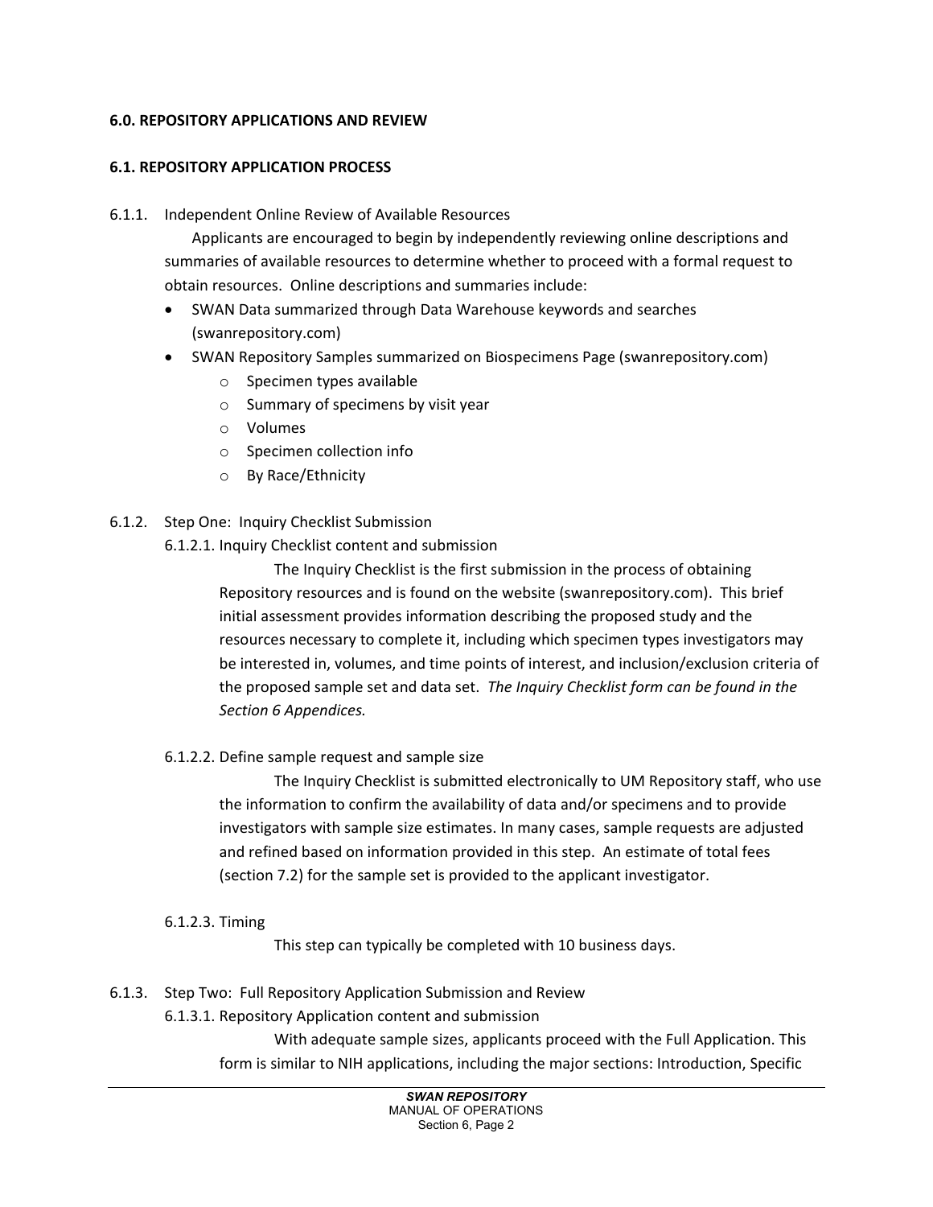## 6.0. REPOSITORY APPLICATIONS AND REVIEW

### 6.1. REPOSITORY APPLICATION PROCESS

6.1.1. Independent Online Review of Available Resources

Applicants are encouraged to begin by independently reviewing online descriptions and summaries of available resources to determine whether to proceed with a formal request to obtain resources. Online descriptions and summaries include:

- SWAN Data summarized through Data Warehouse keywords and searches (swanrepository.com)
- SWAN Repository Samples summarized on Biospecimens Page (swanrepository.com)
    - Specimen types available
    - Summary of specimens by visit year
    - Volumes
    - Specimen collection info
    - By Race/Ethnicity

6.1.2. Step One: Inquiry Checklist Submission

6.1.2.1. Inquiry Checklist content and submission

The Inquiry Checklist is the first submission in the process of obtaining Repository resources and is found on the website (swanrepository.com). This brief initial assessment provides information describing the proposed study and the resources necessary to complete it, including which specimen types investigators may be interested in, volumes, and time points of interest, and inclusion/exclusion criteria of the proposed sample set and data set. *The Inquiry Checklist form can be found in the Section 6 Appendices.*

6.1.2.2. Define sample request and sample size

The Inquiry Checklist is submitted electronically to UM Repository staff, who use the information to confirm the availability of data and/or specimens and to provide investigators with sample size estimates. In many cases, sample requests are adjusted and refined based on information provided in this step. An estimate of total fees (section 7.2) for the sample set is provided to the applicant investigator.

6.1.2.3. Timing

This step can typically be completed with 10 business days.

6.1.3. Step Two: Full Repository Application Submission and Review

6.1.3.1. Repository Application content and submission

With adequate sample sizes, applicants proceed with the Full Application. This form is similar to NIH applications, including the major sections: Introduction, Specific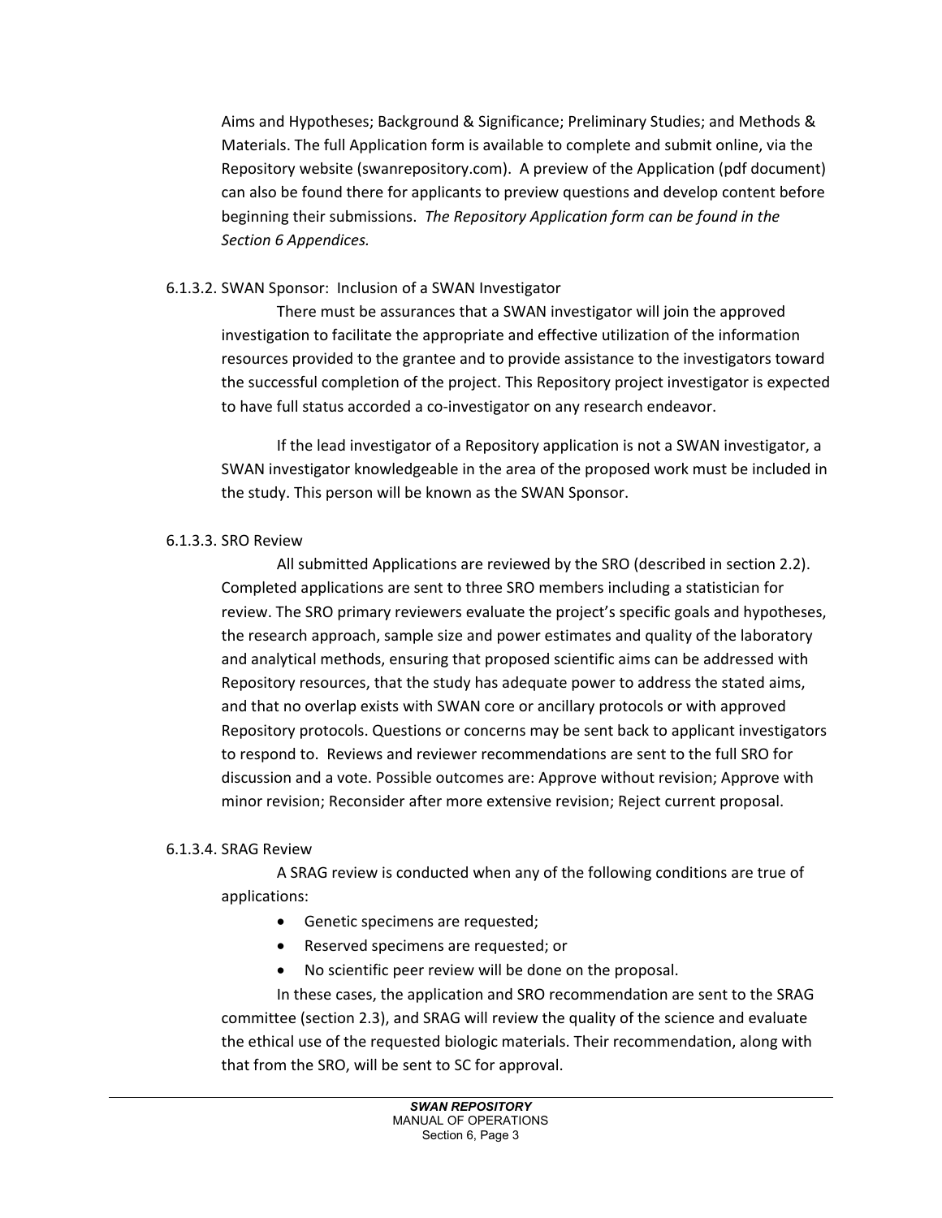Aims and Hypotheses; Background & Significance; Preliminary Studies; and Methods & Materials. The full Application form is available to complete and submit online, via the Repository website (swanrepository.com). A preview of the Application (pdf document) can also be found there for applicants to preview questions and develop content before beginning their submissions. *The Repository Application form can be found in the Section 6 Appendices.*

#### 6.1.3.2. SWAN Sponsor: Inclusion of a SWAN Investigator

There must be assurances that a SWAN investigator will join the approved investigation to facilitate the appropriate and effective utilization of the information resources provided to the grantee and to provide assistance to the investigators toward the successful completion of the project. This Repository project investigator is expected to have full status accorded a co-investigator on any research endeavor.

If the lead investigator of a Repository application is not a SWAN investigator, a SWAN investigator knowledgeable in the area of the proposed work must be included in the study. This person will be known as the SWAN Sponsor.

#### 6.1.3.3. SRO Review

All submitted Applications are reviewed by the SRO (described in section 2.2). Completed applications are sent to three SRO members including a statistician for review. The SRO primary reviewers evaluate the project's specific goals and hypotheses, the research approach, sample size and power estimates and quality of the laboratory and analytical methods, ensuring that proposed scientific aims can be addressed with Repository resources, that the study has adequate power to address the stated aims, and that no overlap exists with SWAN core or ancillary protocols or with approved Repository protocols. Questions or concerns may be sent back to applicant investigators to respond to. Reviews and reviewer recommendations are sent to the full SRO for discussion and a vote. Possible outcomes are: Approve without revision; Approve with minor revision; Reconsider after more extensive revision; Reject current proposal.

#### 6.1.3.4. SRAG Review

A SRAG review is conducted when any of the following conditions are true of applications:

- Genetic specimens are requested;
- Reserved specimens are requested; or
- No scientific peer review will be done on the proposal.

In these cases, the application and SRO recommendation are sent to the SRAG committee (section 2.3), and SRAG will review the quality of the science and evaluate the ethical use of the requested biologic materials. Their recommendation, along with that from the SRO, will be sent to SC for approval.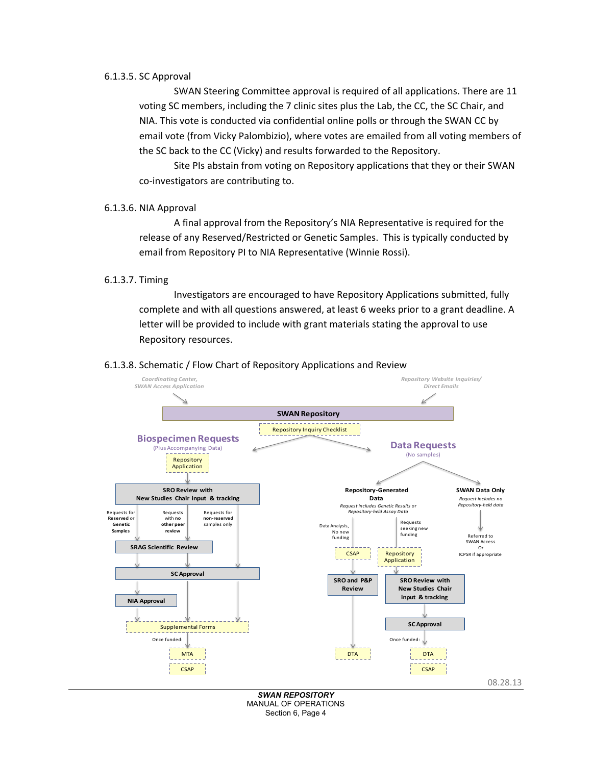6.1.3.5. SC Approval

SWAN Steering Committee approval is required of all applications. There are 11 voting SC members, including the 7 clinic sites plus the Lab, the CC, the SC Chair, and NIA. This vote is conducted via confidential online polls or through the SWAN CC by email vote (from Vicky Palombizio), where votes are emailed from all voting members of the SC back to the CC (Vicky) and results forwarded to the Repository.

Site PIs abstain from voting on Repository applications that they or their SWAN co-investigators are contributing to.

6.1.3.6. NIA Approval

A final approval from the Repository's NIA Representative is required for the release of any Reserved/Restricted or Genetic Samples. This is typically conducted by email from Repository PI to NIA Representative (Winnie Rossi).

6.1.3.7. Timing

Investigators are encouraged to have Repository Applications submitted, fully complete and with all questions answered, at least 6 weeks prior to a grant deadline. A letter will be provided to include with grant materials stating the approval to use Repository resources.

6.1.3.8. Schematic / Flow Chart of Repository Applications and Review

*Coordinating Center, SWAN Access Application* → **SWAN Repository** ← *Repository Website Inquiries/ Direct Emails*

Repository Inquiry Checklist

**Biospecimen Requests** (Plus Accompanying Data)

- Repository Application
- **SRO Review with New Studies Chair input & tracking**
  - Requests for **Reserved** or **Genetic Samples** → **SRAG Scientific Review** → **SC Approval** → **NIA Approval** → Supplemental Forms
  - Requests with **no other peer review** → **SRAG Scientific Review** → **SC Approval** → Supplemental Forms
  - Requests for **non-reserved** samples only → **SC Approval** → Supplemental Forms
- Once funded: MTA, CSAP

**Data Requests** (No samples)

- **Repository-Generated Data** (*Request includes Genetic Results or Repository-held Assay Data*)
  - Data Analysis, No new funding → CSAP → **SRO and P&P Review** → DTA
  - Requests seeking new funding → Repository Application → **SRO Review with New Studies Chair input & tracking** → **SC Approval** → Once funded: DTA, CSAP
- **SWAN Data Only** (*Request includes no Repository-held data*)
  - Referred to SWAN Access Or ICPSR if appropriate

08.28.13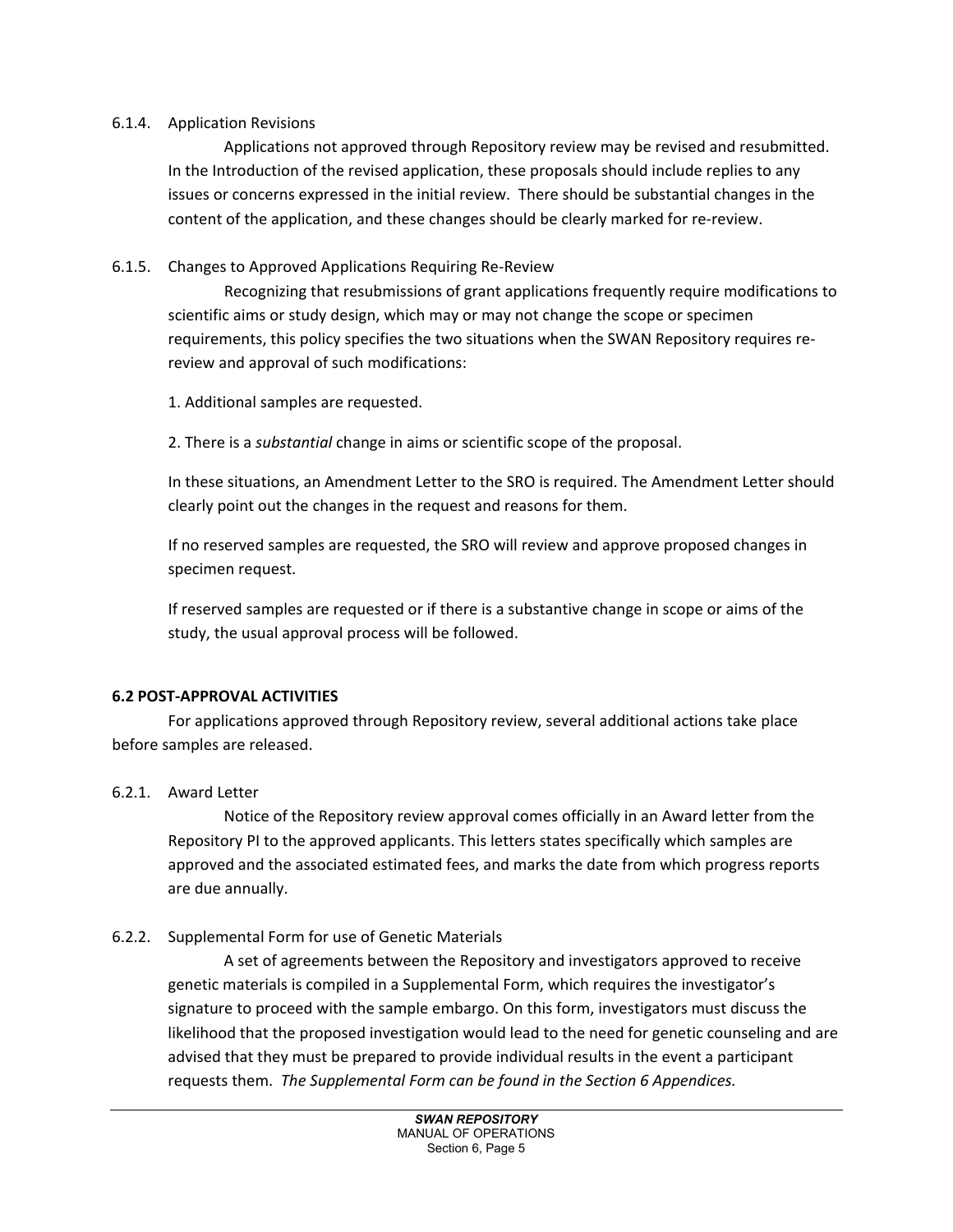#### 6.1.4. Application Revisions

Applications not approved through Repository review may be revised and resubmitted. In the Introduction of the revised application, these proposals should include replies to any issues or concerns expressed in the initial review. There should be substantial changes in the content of the application, and these changes should be clearly marked for re-review.

#### 6.1.5. Changes to Approved Applications Requiring Re-Review

Recognizing that resubmissions of grant applications frequently require modifications to scientific aims or study design, which may or may not change the scope or specimen requirements, this policy specifies the two situations when the SWAN Repository requires re-review and approval of such modifications:

1. Additional samples are requested.

2. There is a *substantial* change in aims or scientific scope of the proposal.

In these situations, an Amendment Letter to the SRO is required. The Amendment Letter should clearly point out the changes in the request and reasons for them.

If no reserved samples are requested, the SRO will review and approve proposed changes in specimen request.

If reserved samples are requested or if there is a substantive change in scope or aims of the study, the usual approval process will be followed.

### 6.2 POST-APPROVAL ACTIVITIES

For applications approved through Repository review, several additional actions take place before samples are released.

#### 6.2.1. Award Letter

Notice of the Repository review approval comes officially in an Award letter from the Repository PI to the approved applicants. This letters states specifically which samples are approved and the associated estimated fees, and marks the date from which progress reports are due annually.

#### 6.2.2. Supplemental Form for use of Genetic Materials

A set of agreements between the Repository and investigators approved to receive genetic materials is compiled in a Supplemental Form, which requires the investigator's signature to proceed with the sample embargo. On this form, investigators must discuss the likelihood that the proposed investigation would lead to the need for genetic counseling and are advised that they must be prepared to provide individual results in the event a participant requests them. *The Supplemental Form can be found in the Section 6 Appendices.*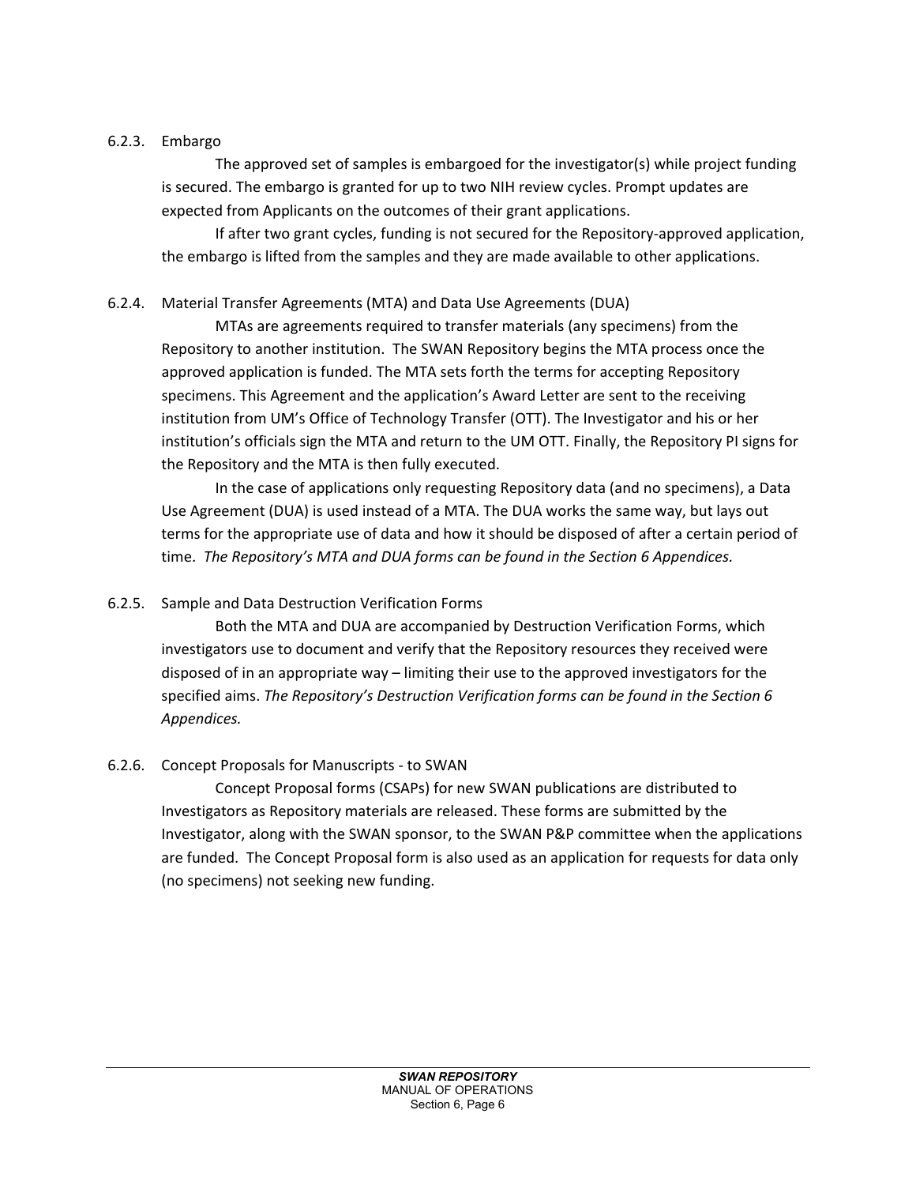### 6.2.3. Embargo

The approved set of samples is embargoed for the investigator(s) while project funding is secured. The embargo is granted for up to two NIH review cycles. Prompt updates are expected from Applicants on the outcomes of their grant applications.

If after two grant cycles, funding is not secured for the Repository-approved application, the embargo is lifted from the samples and they are made available to other applications.

### 6.2.4. Material Transfer Agreements (MTA) and Data Use Agreements (DUA)

MTAs are agreements required to transfer materials (any specimens) from the Repository to another institution. The SWAN Repository begins the MTA process once the approved application is funded. The MTA sets forth the terms for accepting Repository specimens. This Agreement and the application's Award Letter are sent to the receiving institution from UM's Office of Technology Transfer (OTT). The Investigator and his or her institution's officials sign the MTA and return to the UM OTT. Finally, the Repository PI signs for the Repository and the MTA is then fully executed.

In the case of applications only requesting Repository data (and no specimens), a Data Use Agreement (DUA) is used instead of a MTA. The DUA works the same way, but lays out terms for the appropriate use of data and how it should be disposed of after a certain period of time. *The Repository's MTA and DUA forms can be found in the Section 6 Appendices.*

### 6.2.5. Sample and Data Destruction Verification Forms

Both the MTA and DUA are accompanied by Destruction Verification Forms, which investigators use to document and verify that the Repository resources they received were disposed of in an appropriate way – limiting their use to the approved investigators for the specified aims. *The Repository's Destruction Verification forms can be found in the Section 6 Appendices.*

### 6.2.6. Concept Proposals for Manuscripts - to SWAN

Concept Proposal forms (CSAPs) for new SWAN publications are distributed to Investigators as Repository materials are released. These forms are submitted by the Investigator, along with the SWAN sponsor, to the SWAN P&P committee when the applications are funded. The Concept Proposal form is also used as an application for requests for data only (no specimens) not seeking new funding.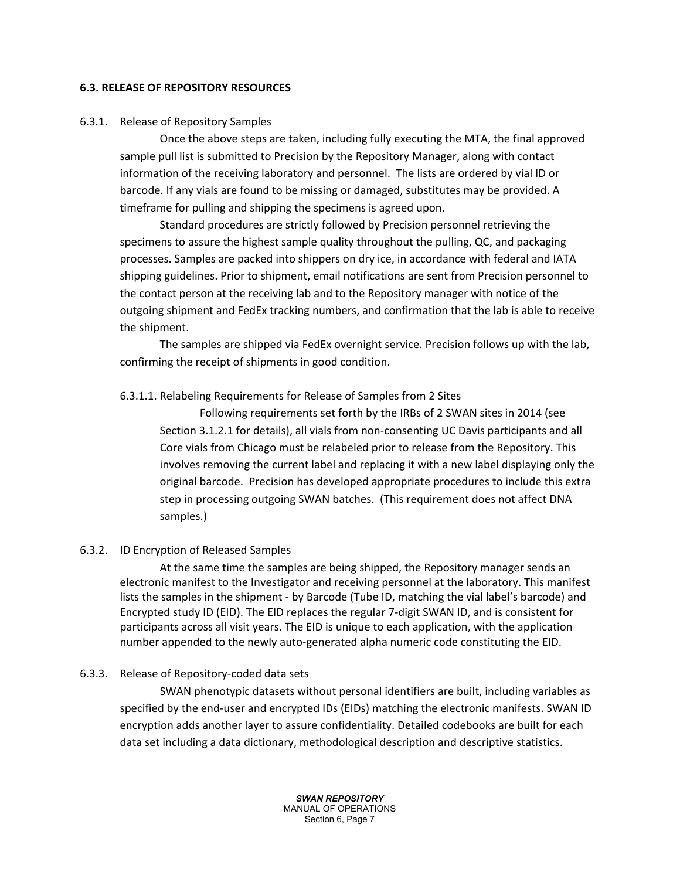## 6.3. RELEASE OF REPOSITORY RESOURCES

### 6.3.1. Release of Repository Samples

Once the above steps are taken, including fully executing the MTA, the final approved sample pull list is submitted to Precision by the Repository Manager, along with contact information of the receiving laboratory and personnel. The lists are ordered by vial ID or barcode. If any vials are found to be missing or damaged, substitutes may be provided. A timeframe for pulling and shipping the specimens is agreed upon.

Standard procedures are strictly followed by Precision personnel retrieving the specimens to assure the highest sample quality throughout the pulling, QC, and packaging processes. Samples are packed into shippers on dry ice, in accordance with federal and IATA shipping guidelines. Prior to shipment, email notifications are sent from Precision personnel to the contact person at the receiving lab and to the Repository manager with notice of the outgoing shipment and FedEx tracking numbers, and confirmation that the lab is able to receive the shipment.

The samples are shipped via FedEx overnight service. Precision follows up with the lab, confirming the receipt of shipments in good condition.

#### 6.3.1.1. Relabeling Requirements for Release of Samples from 2 Sites

Following requirements set forth by the IRBs of 2 SWAN sites in 2014 (see Section 3.1.2.1 for details), all vials from non-consenting UC Davis participants and all Core vials from Chicago must be relabeled prior to release from the Repository. This involves removing the current label and replacing it with a new label displaying only the original barcode. Precision has developed appropriate procedures to include this extra step in processing outgoing SWAN batches. (This requirement does not affect DNA samples.)

### 6.3.2. ID Encryption of Released Samples

At the same time the samples are being shipped, the Repository manager sends an electronic manifest to the Investigator and receiving personnel at the laboratory. This manifest lists the samples in the shipment - by Barcode (Tube ID, matching the vial label's barcode) and Encrypted study ID (EID). The EID replaces the regular 7-digit SWAN ID, and is consistent for participants across all visit years. The EID is unique to each application, with the application number appended to the newly auto-generated alpha numeric code constituting the EID.

### 6.3.3. Release of Repository-coded data sets

SWAN phenotypic datasets without personal identifiers are built, including variables as specified by the end-user and encrypted IDs (EIDs) matching the electronic manifests. SWAN ID encryption adds another layer to assure confidentiality. Detailed codebooks are built for each data set including a data dictionary, methodological description and descriptive statistics.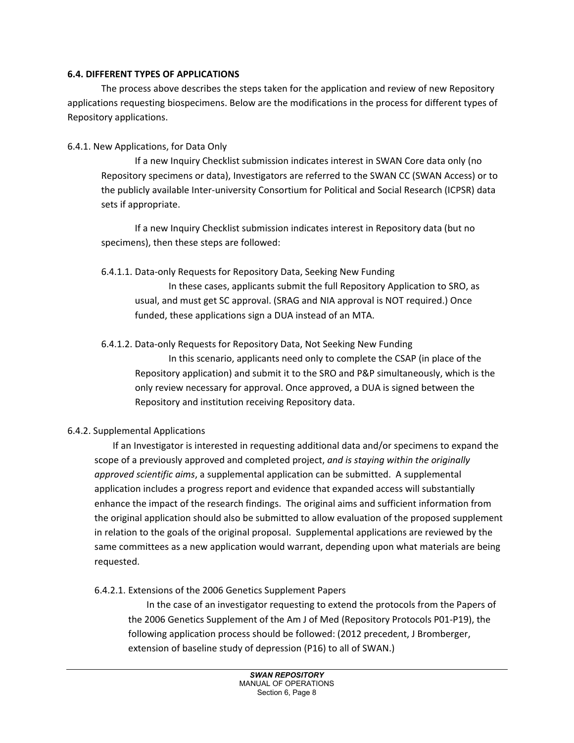### 6.4. DIFFERENT TYPES OF APPLICATIONS

The process above describes the steps taken for the application and review of new Repository applications requesting biospecimens. Below are the modifications in the process for different types of Repository applications.

#### 6.4.1. New Applications, for Data Only

If a new Inquiry Checklist submission indicates interest in SWAN Core data only (no Repository specimens or data), Investigators are referred to the SWAN CC (SWAN Access) or to the publicly available Inter-university Consortium for Political and Social Research (ICPSR) data sets if appropriate.

If a new Inquiry Checklist submission indicates interest in Repository data (but no specimens), then these steps are followed:

##### 6.4.1.1. Data-only Requests for Repository Data, Seeking New Funding

In these cases, applicants submit the full Repository Application to SRO, as usual, and must get SC approval. (SRAG and NIA approval is NOT required.) Once funded, these applications sign a DUA instead of an MTA.

##### 6.4.1.2. Data-only Requests for Repository Data, Not Seeking New Funding

In this scenario, applicants need only to complete the CSAP (in place of the Repository application) and submit it to the SRO and P&P simultaneously, which is the only review necessary for approval. Once approved, a DUA is signed between the Repository and institution receiving Repository data.

#### 6.4.2. Supplemental Applications

If an Investigator is interested in requesting additional data and/or specimens to expand the scope of a previously approved and completed project, *and is staying within the originally approved scientific aims*, a supplemental application can be submitted. A supplemental application includes a progress report and evidence that expanded access will substantially enhance the impact of the research findings. The original aims and sufficient information from the original application should also be submitted to allow evaluation of the proposed supplement in relation to the goals of the original proposal. Supplemental applications are reviewed by the same committees as a new application would warrant, depending upon what materials are being requested.

##### 6.4.2.1. Extensions of the 2006 Genetics Supplement Papers

In the case of an investigator requesting to extend the protocols from the Papers of the 2006 Genetics Supplement of the Am J of Med (Repository Protocols P01-P19), the following application process should be followed: (2012 precedent, J Bromberger, extension of baseline study of depression (P16) to all of SWAN.)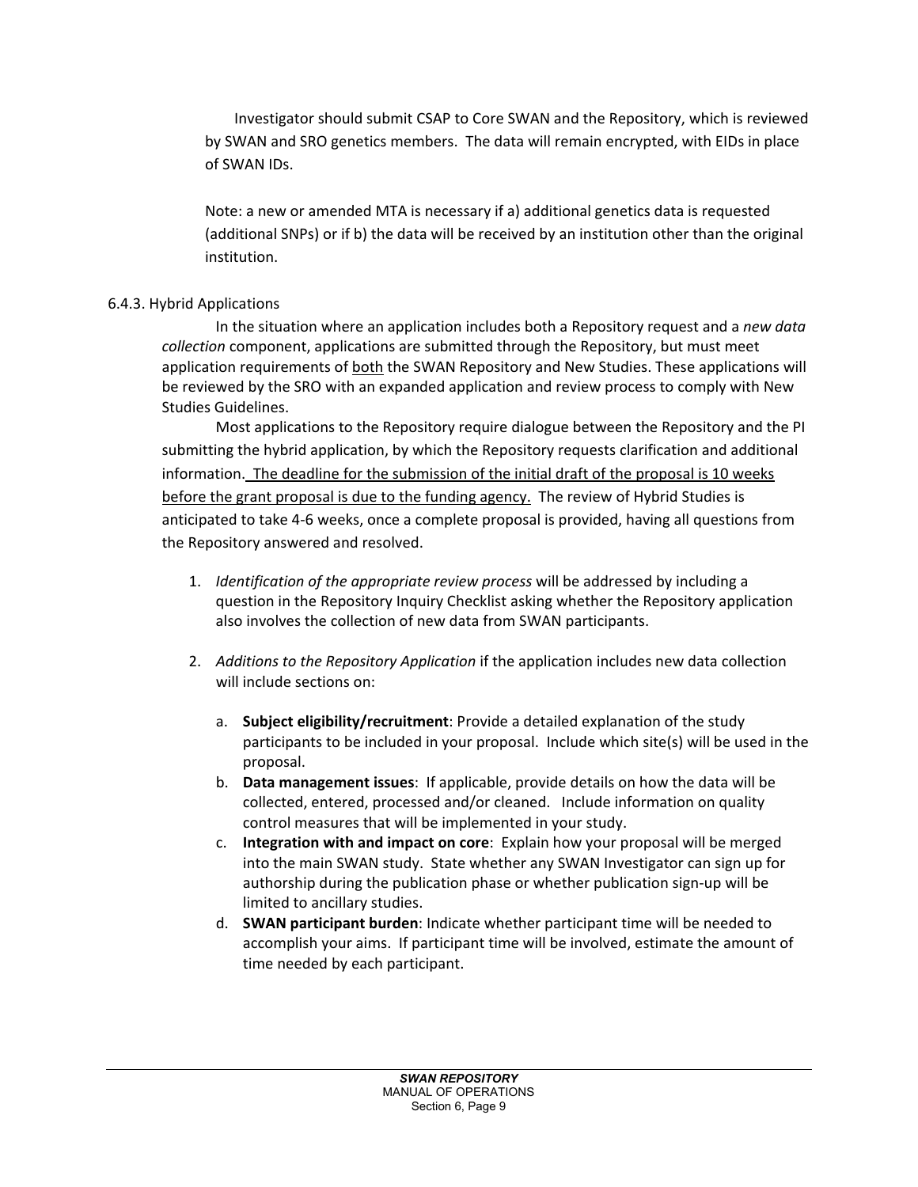Investigator should submit CSAP to Core SWAN and the Repository, which is reviewed by SWAN and SRO genetics members. The data will remain encrypted, with EIDs in place of SWAN IDs.

Note: a new or amended MTA is necessary if a) additional genetics data is requested (additional SNPs) or if b) the data will be received by an institution other than the original institution.

### 6.4.3. Hybrid Applications

In the situation where an application includes both a Repository request and a *new data collection* component, applications are submitted through the Repository, but must meet application requirements of both the SWAN Repository and New Studies. These applications will be reviewed by the SRO with an expanded application and review process to comply with New Studies Guidelines.

Most applications to the Repository require dialogue between the Repository and the PI submitting the hybrid application, by which the Repository requests clarification and additional information. The deadline for the submission of the initial draft of the proposal is 10 weeks before the grant proposal is due to the funding agency. The review of Hybrid Studies is anticipated to take 4-6 weeks, once a complete proposal is provided, having all questions from the Repository answered and resolved.

1. *Identification of the appropriate review process* will be addressed by including a question in the Repository Inquiry Checklist asking whether the Repository application also involves the collection of new data from SWAN participants.

2. *Additions to the Repository Application* if the application includes new data collection will include sections on:

   a. **Subject eligibility/recruitment**: Provide a detailed explanation of the study participants to be included in your proposal. Include which site(s) will be used in the proposal.
   b. **Data management issues**: If applicable, provide details on how the data will be collected, entered, processed and/or cleaned. Include information on quality control measures that will be implemented in your study.
   c. **Integration with and impact on core**: Explain how your proposal will be merged into the main SWAN study. State whether any SWAN Investigator can sign up for authorship during the publication phase or whether publication sign-up will be limited to ancillary studies.
   d. **SWAN participant burden**: Indicate whether participant time will be needed to accomplish your aims. If participant time will be involved, estimate the amount of time needed by each participant.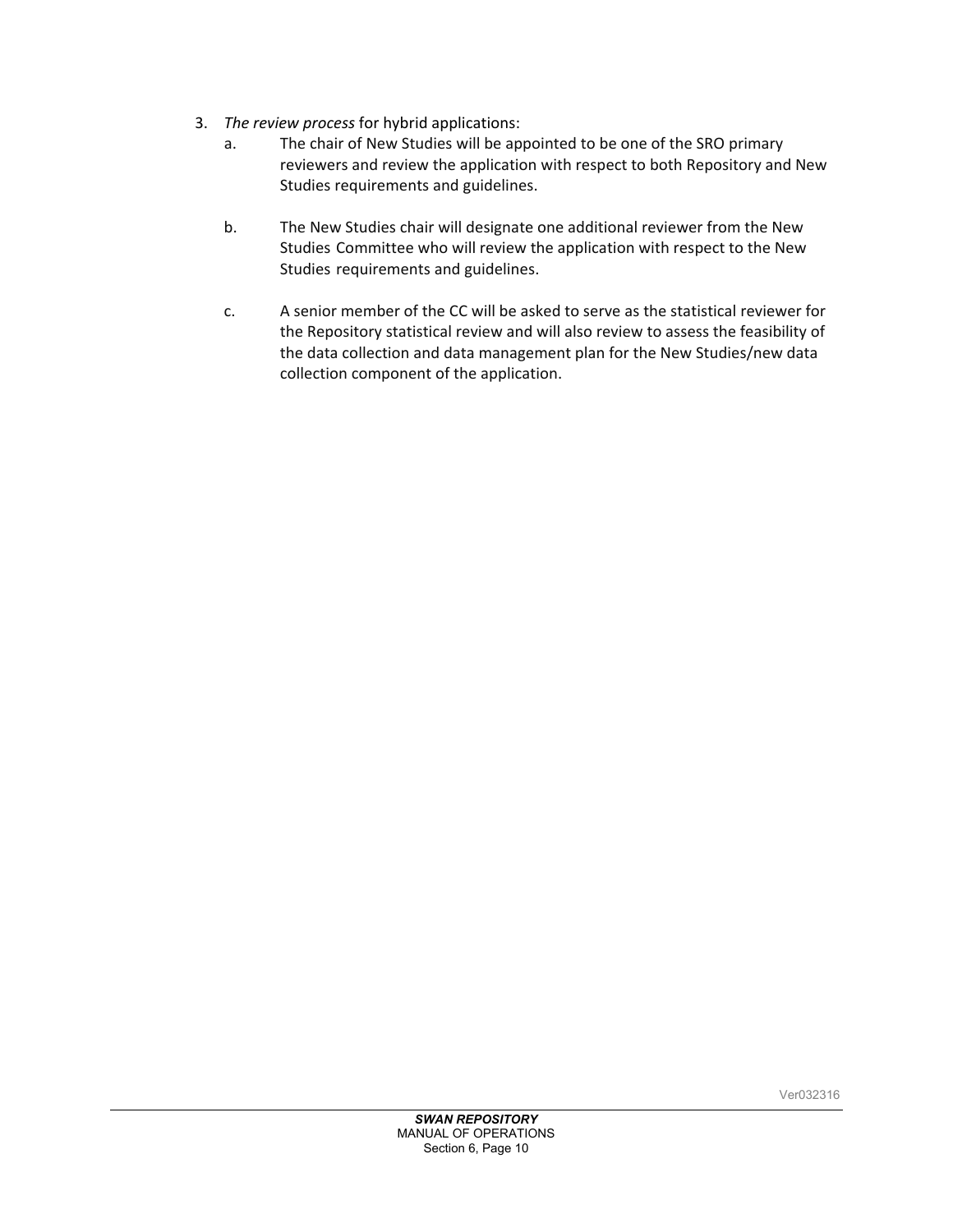3. *The review process* for hybrid applications:
   a. The chair of New Studies will be appointed to be one of the SRO primary reviewers and review the application with respect to both Repository and New Studies requirements and guidelines.

   b. The New Studies chair will designate one additional reviewer from the New Studies Committee who will review the application with respect to the New Studies requirements and guidelines.

   c. A senior member of the CC will be asked to serve as the statistical reviewer for the Repository statistical review and will also review to assess the feasibility of the data collection and data management plan for the New Studies/new data collection component of the application.